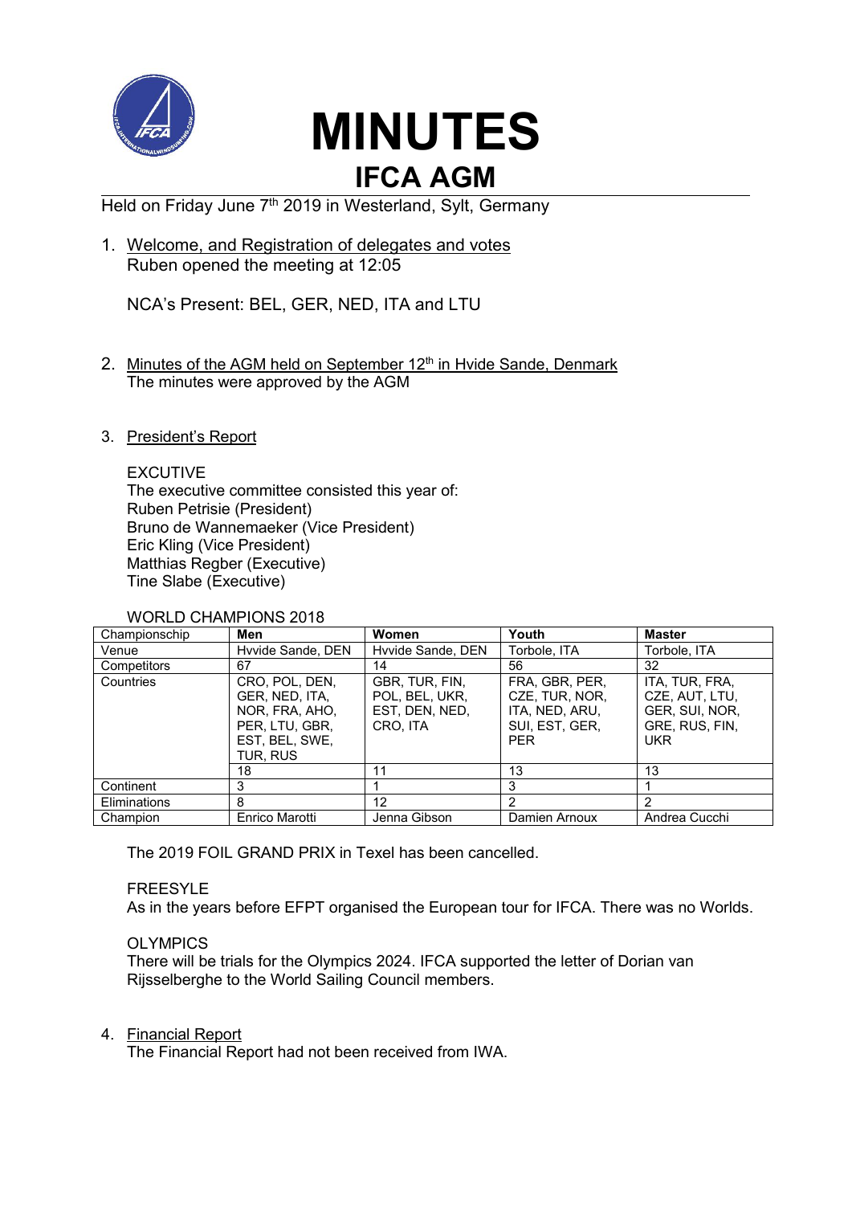# MINUTES

## IFCA AGM

Held on Friday June 7th 2019 in Westerland, Sylt, Germany

1. Welcome, and Registration of delegates and votes
   Ruben opened the meeting at 12:05

   NCA's Present: BEL, GER, NED, ITA and LTU

2. Minutes of the AGM held on September 12th in Hvide Sande, Denmark
   The minutes were approved by the AGM

3. President's Report

   EXCUTIVE
   The executive committee consisted this year of:
   Ruben Petrisie (President)
   Bruno de Wannemaeker (Vice President)
   Eric Kling (Vice President)
   Matthias Regber (Executive)
   Tine Slabe (Executive)

   WORLD CHAMPIONS 2018

| Championschip | Men | Women | Youth | Master |
|---|---|---|---|---|
| Venue | Hvvide Sande, DEN | Hvvide Sande, DEN | Torbole, ITA | Torbole, ITA |
| Competitors | 67 | 14 | 56 | 32 |
| Countries | CRO, POL, DEN, GER, NED, ITA, NOR, FRA, AHO, PER, LTU, GBR, EST, BEL, SWE, TUR, RUS | GBR, TUR, FIN, POL, BEL, UKR, EST, DEN, NED, CRO, ITA | FRA, GBR, PER, CZE, TUR, NOR, ITA, NED, ARU, SUI, EST, GER, PER | ITA, TUR, FRA, CZE, AUT, LTU, GER, SUI, NOR, GRE, RUS, FIN, UKR |
| | 18 | 11 | 13 | 13 |
| Continent | 3 | 1 | 3 | 1 |
| Eliminations | 8 | 12 | 2 | 2 |
| Champion | Enrico Marotti | Jenna Gibson | Damien Arnoux | Andrea Cucchi |

   The 2019 FOIL GRAND PRIX in Texel has been cancelled.

   FREESYLE
   As in the years before EFPT organised the European tour for IFCA. There was no Worlds.

   OLYMPICS
   There will be trials for the Olympics 2024. IFCA supported the letter of Dorian van Rijsselberghe to the World Sailing Council members.

4. Financial Report
   The Financial Report had not been received from IWA.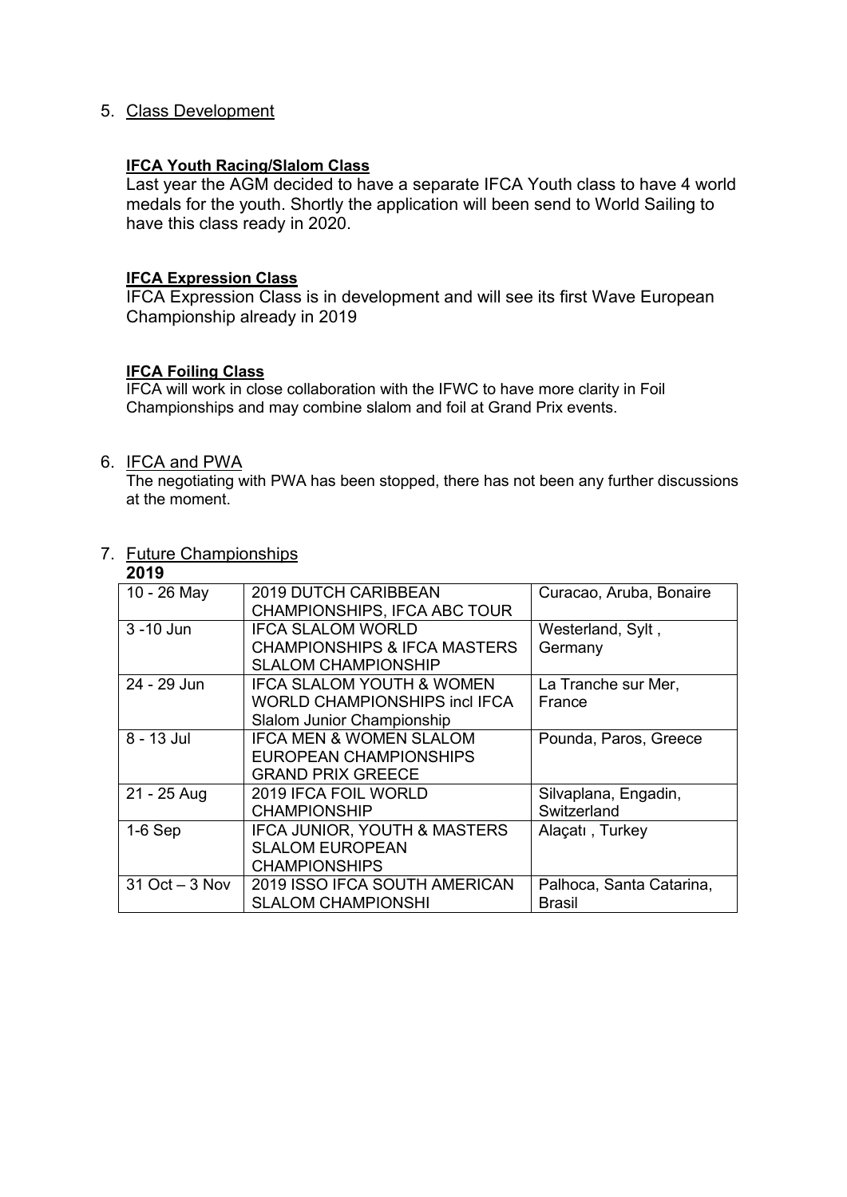5. Class Development

**IFCA Youth Racing/Slalom Class**

Last year the AGM decided to have a separate IFCA Youth class to have 4 world medals for the youth. Shortly the application will been send to World Sailing to have this class ready in 2020.

**IFCA Expression Class**

IFCA Expression Class is in development and will see its first Wave European Championship already in 2019

**IFCA Foiling Class**

IFCA will work in close collaboration with the IFWC to have more clarity in Foil Championships and may combine slalom and foil at Grand Prix events.

6. IFCA and PWA

The negotiating with PWA has been stopped, there has not been any further discussions at the moment.

7. Future Championships

**2019**

| | | |
|---|---|---|
| 10 - 26 May | 2019 DUTCH CARIBBEAN CHAMPIONSHIPS, IFCA ABC TOUR | Curacao, Aruba, Bonaire |
| 3 -10 Jun | IFCA SLALOM WORLD CHAMPIONSHIPS & IFCA MASTERS SLALOM CHAMPIONSHIP | Westerland, Sylt , Germany |
| 24 - 29 Jun | IFCA SLALOM YOUTH & WOMEN WORLD CHAMPIONSHIPS incl IFCA Slalom Junior Championship | La Tranche sur Mer, France |
| 8 - 13 Jul | IFCA MEN & WOMEN SLALOM EUROPEAN CHAMPIONSHIPS GRAND PRIX GREECE | Pounda, Paros, Greece |
| 21 - 25 Aug | 2019 IFCA FOIL WORLD CHAMPIONSHIP | Silvaplana, Engadin, Switzerland |
| 1-6 Sep | IFCA JUNIOR, YOUTH & MASTERS SLALOM EUROPEAN CHAMPIONSHIPS | Alaçatı , Turkey |
| 31 Oct – 3 Nov | 2019 ISSO IFCA SOUTH AMERICAN SLALOM CHAMPIONSHI | Palhoca, Santa Catarina, Brasil |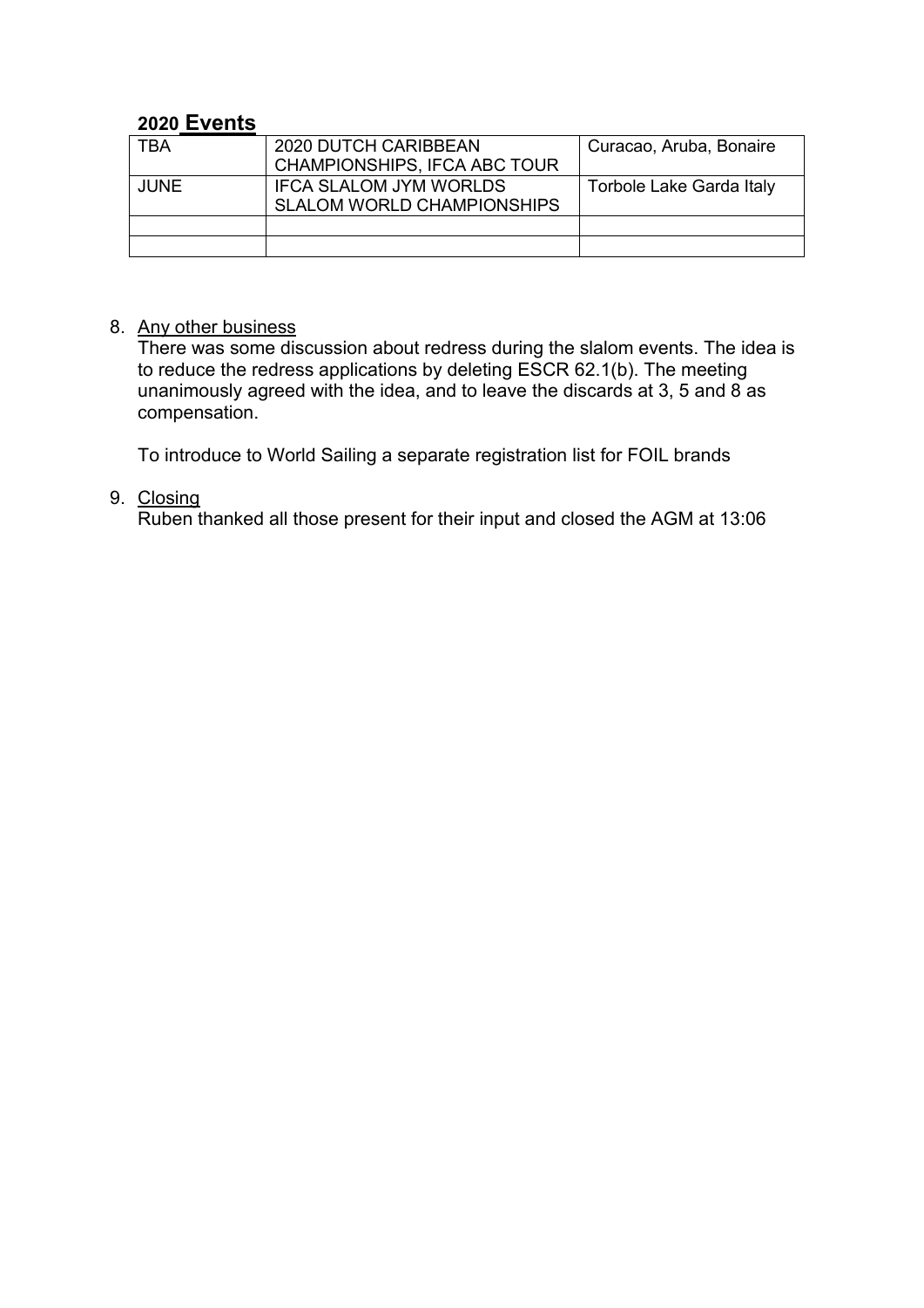## 2020 Events

| | | |
|---|---|---|
| TBA | 2020 DUTCH CARIBBEAN CHAMPIONSHIPS, IFCA ABC TOUR | Curacao, Aruba, Bonaire |
| JUNE | IFCA SLALOM JYM WORLDS SLALOM WORLD CHAMPIONSHIPS | Torbole Lake Garda Italy |
| | | |
| | | |

8. Any other business

   There was some discussion about redress during the slalom events. The idea is to reduce the redress applications by deleting ESCR 62.1(b). The meeting unanimously agreed with the idea, and to leave the discards at 3, 5 and 8 as compensation.

   To introduce to World Sailing a separate registration list for FOIL brands

9. Closing

   Ruben thanked all those present for their input and closed the AGM at 13:06